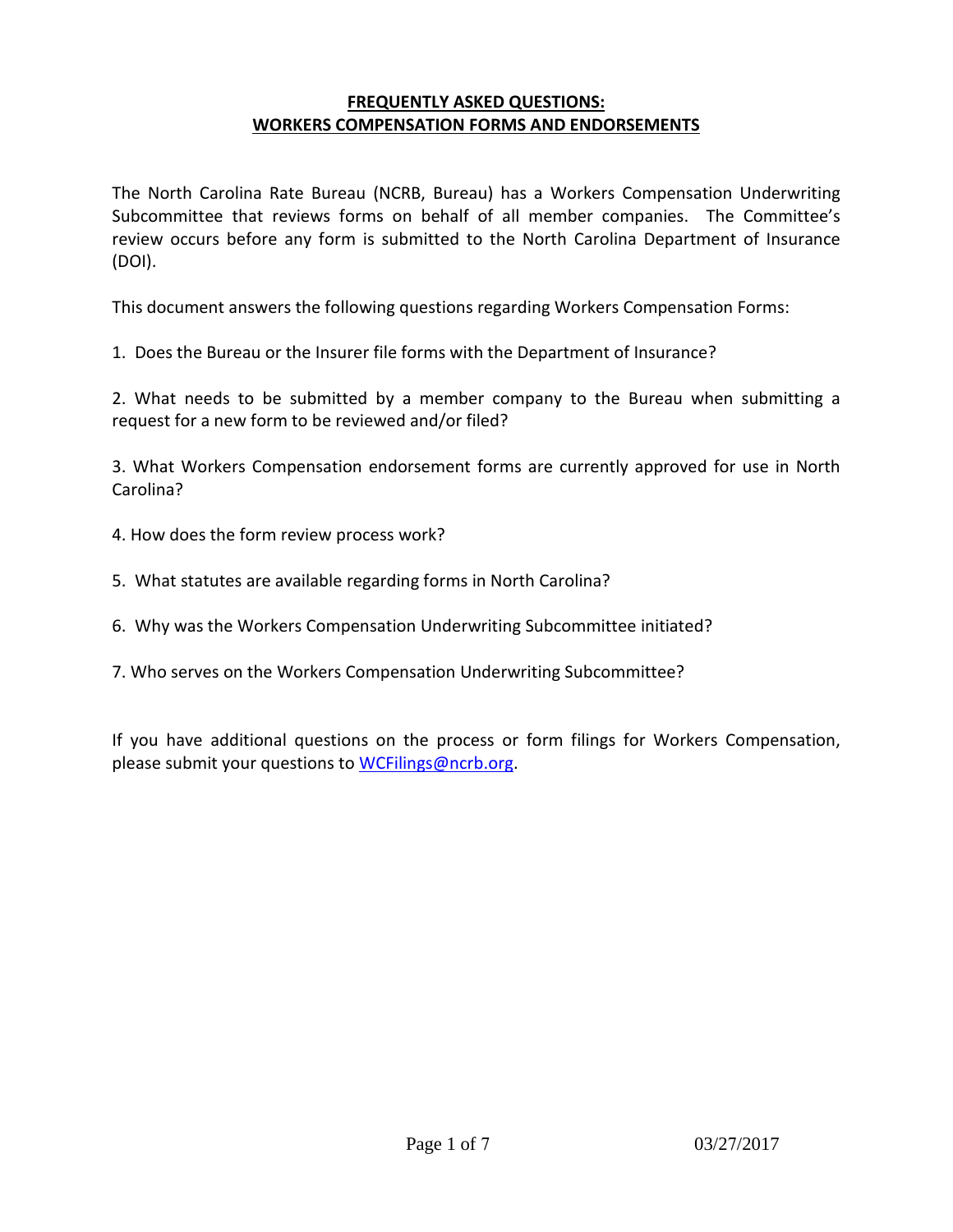# FREQUENTLY ASKED QUESTIONS: WORKERS COMPENSATION FORMS AND ENDORSEMENTS

The North Carolina Rate Bureau (NCRB, Bureau) has a Workers Compensation Underwriting Subcommittee that reviews forms on behalf of all member companies. The Committee's review occurs before any form is submitted to the North Carolina Department of Insurance (DOI).

This document answers the following questions regarding Workers Compensation Forms:

1. Does the Bureau or the Insurer file forms with the Department of Insurance?

2. What needs to be submitted by a member company to the Bureau when submitting a request for a new form to be reviewed and/or filed?

3. What Workers Compensation endorsement forms are currently approved for use in North Carolina?

4. How does the form review process work?

5. What statutes are available regarding forms in North Carolina?

6. Why was the Workers Compensation Underwriting Subcommittee initiated?

7. Who serves on the Workers Compensation Underwriting Subcommittee?

If you have additional questions on the process or form filings for Workers Compensation, please submit your questions to [WCFilings@ncrb.org](mailto:WCFilings@ncrb.org).

03/27/2017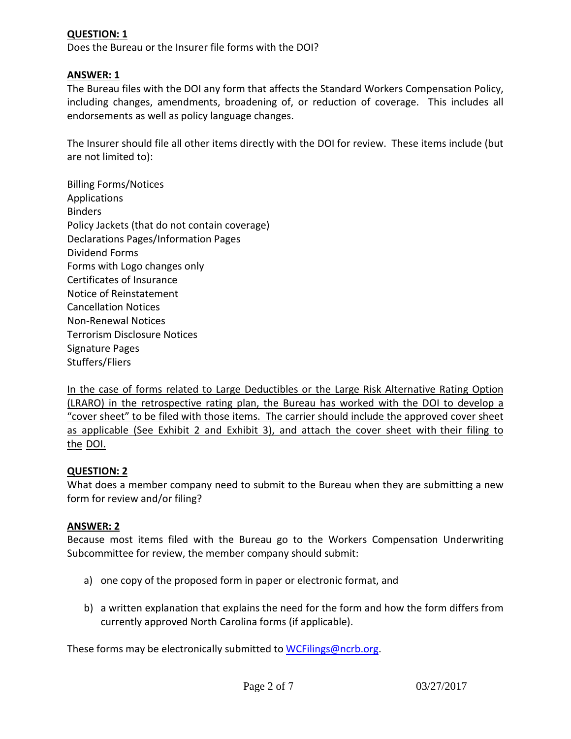**QUESTION: 1**

Does the Bureau or the Insurer file forms with the DOI?

**ANSWER: 1**

The Bureau files with the DOI any form that affects the Standard Workers Compensation Policy, including changes, amendments, broadening of, or reduction of coverage. This includes all endorsements as well as policy language changes.

The Insurer should file all other items directly with the DOI for review. These items include (but are not limited to):

Billing Forms/Notices
Applications
Binders
Policy Jackets (that do not contain coverage)
Declarations Pages/Information Pages
Dividend Forms
Forms with Logo changes only
Certificates of Insurance
Notice of Reinstatement
Cancellation Notices
Non-Renewal Notices
Terrorism Disclosure Notices
Signature Pages
Stuffers/Fliers

<u>In the case of forms related to Large Deductibles or the Large Risk Alternative Rating Option (LRARO) in the retrospective rating plan, the Bureau has worked with the DOI to develop a "cover sheet" to be filed with those items. The carrier should include the approved cover sheet as applicable (See Exhibit 2 and Exhibit 3), and attach the cover sheet with their filing to the DOI.</u>

**QUESTION: 2**

What does a member company need to submit to the Bureau when they are submitting a new form for review and/or filing?

**ANSWER: 2**

Because most items filed with the Bureau go to the Workers Compensation Underwriting Subcommittee for review, the member company should submit:

a) one copy of the proposed form in paper or electronic format, and

b) a written explanation that explains the need for the form and how the form differs from currently approved North Carolina forms (if applicable).

These forms may be electronically submitted to [WCFilings@ncrb.org](mailto:WCFilings@ncrb.org).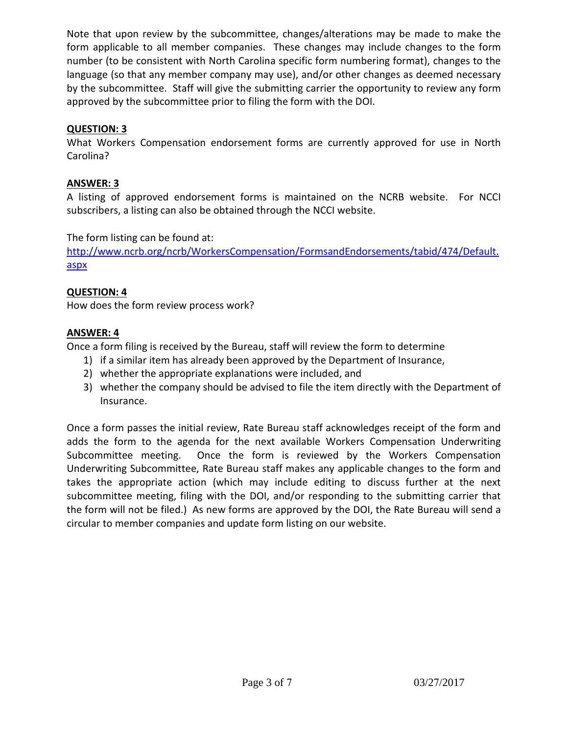Note that upon review by the subcommittee, changes/alterations may be made to make the form applicable to all member companies. These changes may include changes to the form number (to be consistent with North Carolina specific form numbering format), changes to the language (so that any member company may use), and/or other changes as deemed necessary by the subcommittee. Staff will give the submitting carrier the opportunity to review any form approved by the subcommittee prior to filing the form with the DOI.

**QUESTION: 3**

What Workers Compensation endorsement forms are currently approved for use in North Carolina?

**ANSWER: 3**

A listing of approved endorsement forms is maintained on the NCRB website. For NCCI subscribers, a listing can also be obtained through the NCCI website.

The form listing can be found at:
[http://www.ncrb.org/ncrb/WorkersCompensation/FormsandEndorsements/tabid/474/Default.aspx](http://www.ncrb.org/ncrb/WorkersCompensation/FormsandEndorsements/tabid/474/Default.aspx)

**QUESTION: 4**

How does the form review process work?

**ANSWER: 4**

Once a form filing is received by the Bureau, staff will review the form to determine

1) if a similar item has already been approved by the Department of Insurance,
2) whether the appropriate explanations were included, and
3) whether the company should be advised to file the item directly with the Department of Insurance.

Once a form passes the initial review, Rate Bureau staff acknowledges receipt of the form and adds the form to the agenda for the next available Workers Compensation Underwriting Subcommittee meeting. Once the form is reviewed by the Workers Compensation Underwriting Subcommittee, Rate Bureau staff makes any applicable changes to the form and takes the appropriate action (which may include editing to discuss further at the next subcommittee meeting, filing with the DOI, and/or responding to the submitting carrier that the form will not be filed.) As new forms are approved by the DOI, the Rate Bureau will send a circular to member companies and update form listing on our website.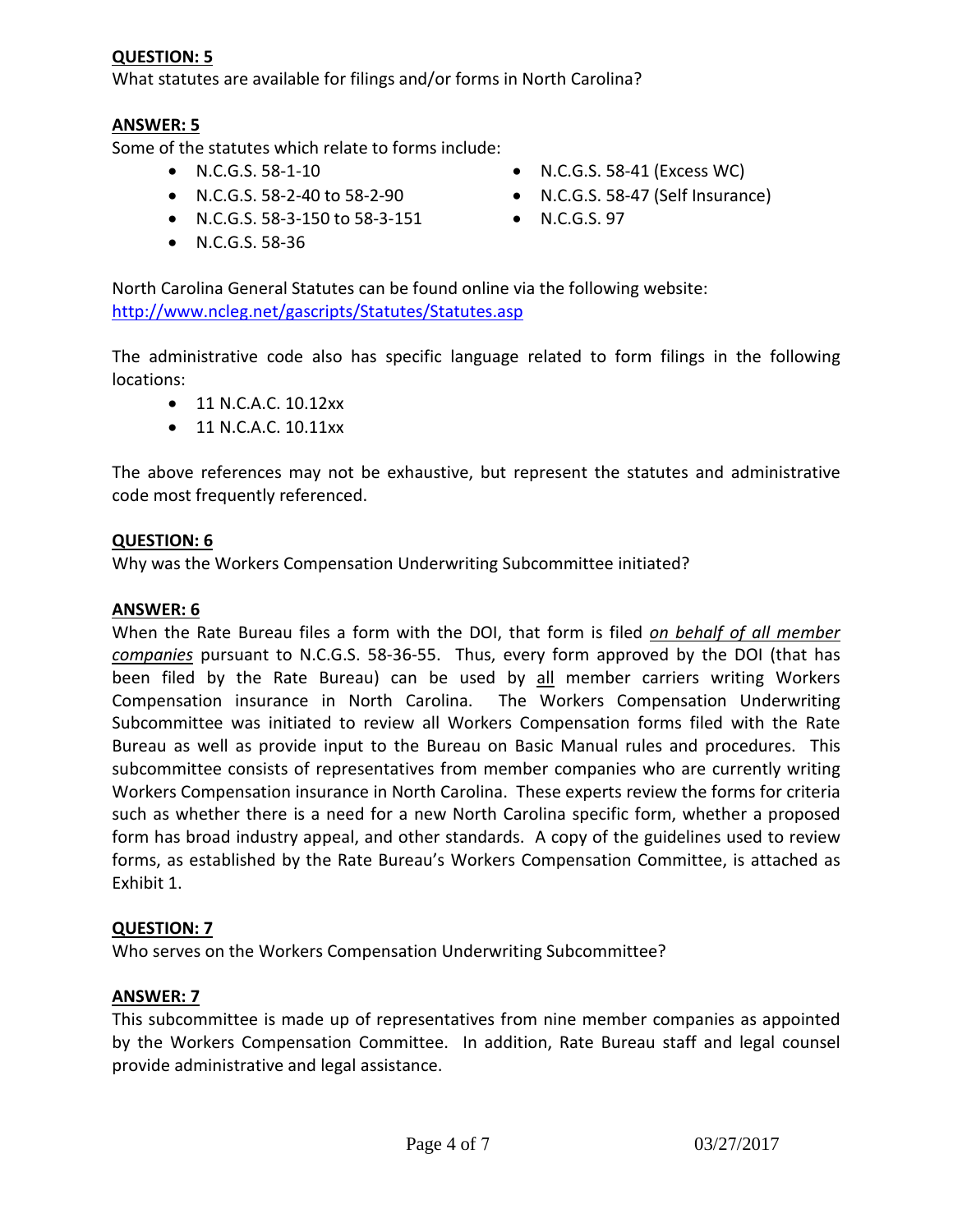**QUESTION: 5**

What statutes are available for filings and/or forms in North Carolina?

**ANSWER: 5**

Some of the statutes which relate to forms include:

- N.C.G.S. 58-1-10
- N.C.G.S. 58-2-40 to 58-2-90
- N.C.G.S. 58-3-150 to 58-3-151
- N.C.G.S. 58-36
- N.C.G.S. 58-41 (Excess WC)
- N.C.G.S. 58-47 (Self Insurance)
- N.C.G.S. 97

North Carolina General Statutes can be found online via the following website: http://www.ncleg.net/gascripts/Statutes/Statutes.asp

The administrative code also has specific language related to form filings in the following locations:

- 11 N.C.A.C. 10.12xx
- 11 N.C.A.C. 10.11xx

The above references may not be exhaustive, but represent the statutes and administrative code most frequently referenced.

**QUESTION: 6**

Why was the Workers Compensation Underwriting Subcommittee initiated?

**ANSWER: 6**

When the Rate Bureau files a form with the DOI, that form is filed ***on behalf of all member companies*** pursuant to N.C.G.S. 58-36-55. Thus, every form approved by the DOI (that has been filed by the Rate Bureau) can be used by all member carriers writing Workers Compensation insurance in North Carolina. The Workers Compensation Underwriting Subcommittee was initiated to review all Workers Compensation forms filed with the Rate Bureau as well as provide input to the Bureau on Basic Manual rules and procedures. This subcommittee consists of representatives from member companies who are currently writing Workers Compensation insurance in North Carolina. These experts review the forms for criteria such as whether there is a need for a new North Carolina specific form, whether a proposed form has broad industry appeal, and other standards. A copy of the guidelines used to review forms, as established by the Rate Bureau's Workers Compensation Committee, is attached as Exhibit 1.

**QUESTION: 7**

Who serves on the Workers Compensation Underwriting Subcommittee?

**ANSWER: 7**

This subcommittee is made up of representatives from nine member companies as appointed by the Workers Compensation Committee. In addition, Rate Bureau staff and legal counsel provide administrative and legal assistance.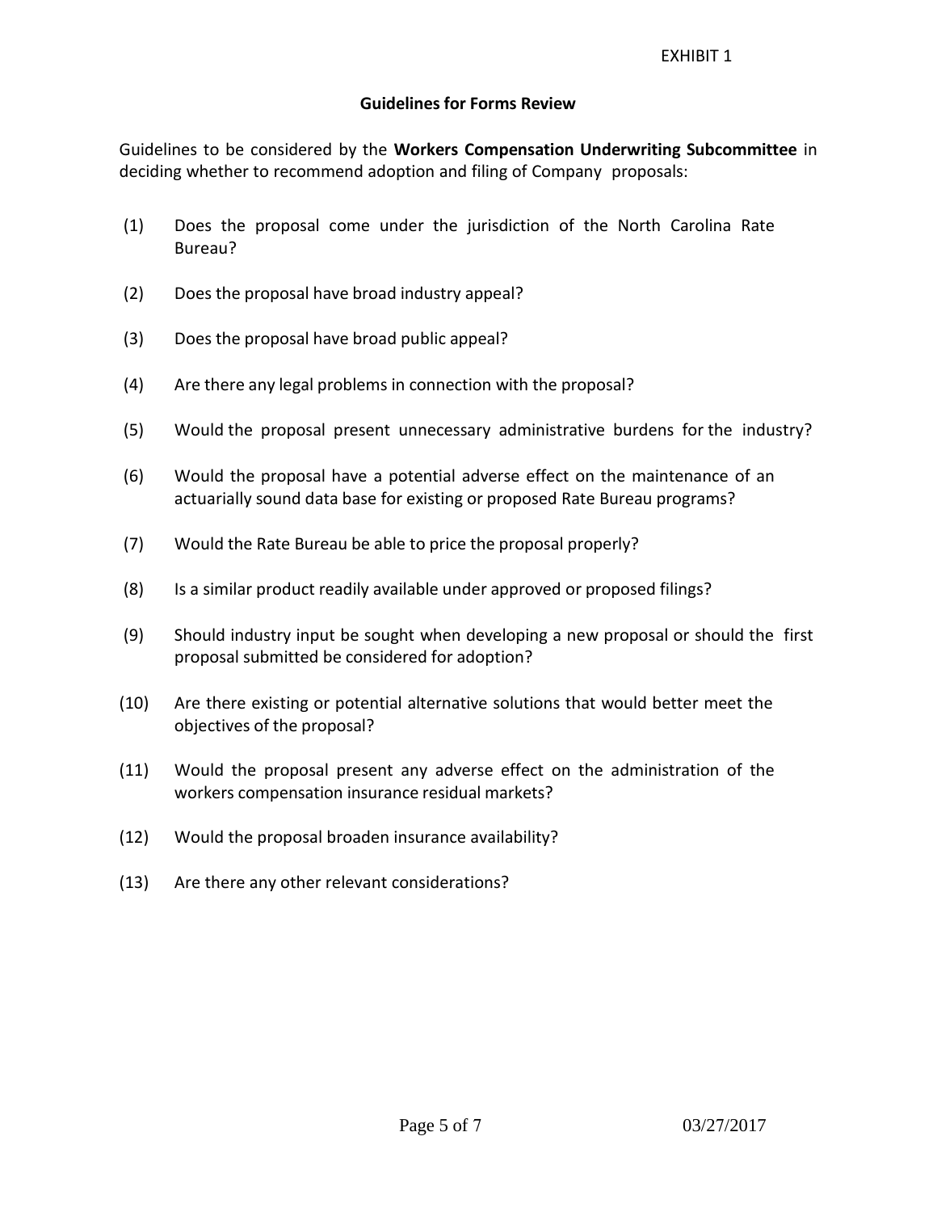EXHIBIT 1

## Guidelines for Forms Review

Guidelines to be considered by the **Workers Compensation Underwriting Subcommittee** in deciding whether to recommend adoption and filing of Company proposals:

(1) Does the proposal come under the jurisdiction of the North Carolina Rate Bureau?

(2) Does the proposal have broad industry appeal?

(3) Does the proposal have broad public appeal?

(4) Are there any legal problems in connection with the proposal?

(5) Would the proposal present unnecessary administrative burdens for the industry?

(6) Would the proposal have a potential adverse effect on the maintenance of an actuarially sound data base for existing or proposed Rate Bureau programs?

(7) Would the Rate Bureau be able to price the proposal properly?

(8) Is a similar product readily available under approved or proposed filings?

(9) Should industry input be sought when developing a new proposal or should the first proposal submitted be considered for adoption?

(10) Are there existing or potential alternative solutions that would better meet the objectives of the proposal?

(11) Would the proposal present any adverse effect on the administration of the workers compensation insurance residual markets?

(12) Would the proposal broaden insurance availability?

(13) Are there any other relevant considerations?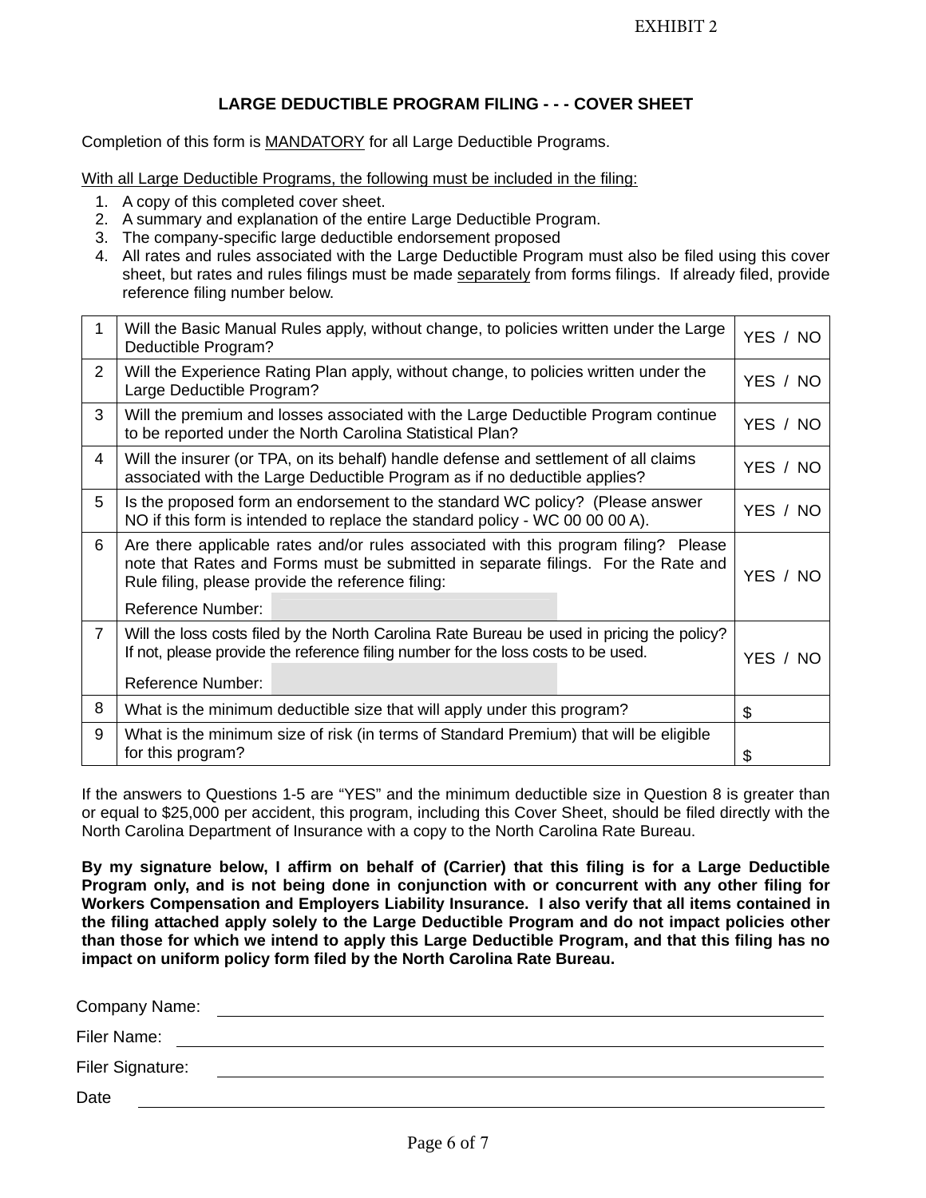EXHIBIT 2

## LARGE DEDUCTIBLE PROGRAM FILING - - - COVER SHEET

Completion of this form is MANDATORY for all Large Deductible Programs.

With all Large Deductible Programs, the following must be included in the filing:

1. A copy of this completed cover sheet.
2. A summary and explanation of the entire Large Deductible Program.
3. The company-specific large deductible endorsement proposed
4. All rates and rules associated with the Large Deductible Program must also be filed using this cover sheet, but rates and rules filings must be made separately from forms filings. If already filed, provide reference filing number below.

| | | |
|---|---|---|
| 1 | Will the Basic Manual Rules apply, without change, to policies written under the Large Deductible Program? | YES / NO |
| 2 | Will the Experience Rating Plan apply, without change, to policies written under the Large Deductible Program? | YES / NO |
| 3 | Will the premium and losses associated with the Large Deductible Program continue to be reported under the North Carolina Statistical Plan? | YES / NO |
| 4 | Will the insurer (or TPA, on its behalf) handle defense and settlement of all claims associated with the Large Deductible Program as if no deductible applies? | YES / NO |
| 5 | Is the proposed form an endorsement to the standard WC policy? (Please answer NO if this form is intended to replace the standard policy - WC 00 00 00 A). | YES / NO |
| 6 | Are there applicable rates and/or rules associated with this program filing? Please note that Rates and Forms must be submitted in separate filings. For the Rate and Rule filing, please provide the reference filing:<br><br>Reference Number: | YES / NO |
| 7 | Will the loss costs filed by the North Carolina Rate Bureau be used in pricing the policy? If not, please provide the reference filing number for the loss costs to be used.<br><br>Reference Number: | YES / NO |
| 8 | What is the minimum deductible size that will apply under this program? | $ |
| 9 | What is the minimum size of risk (in terms of Standard Premium) that will be eligible for this program? | $ |

If the answers to Questions 1-5 are "YES" and the minimum deductible size in Question 8 is greater than or equal to $25,000 per accident, this program, including this Cover Sheet, should be filed directly with the North Carolina Department of Insurance with a copy to the North Carolina Rate Bureau.

**By my signature below, I affirm on behalf of (Carrier) that this filing is for a Large Deductible Program only, and is not being done in conjunction with or concurrent with any other filing for Workers Compensation and Employers Liability Insurance. I also verify that all items contained in the filing attached apply solely to the Large Deductible Program and do not impact policies other than those for which we intend to apply this Large Deductible Program, and that this filing has no impact on uniform policy form filed by the North Carolina Rate Bureau.**

Company Name: ______________________________

Filer Name: ______________________________

Filer Signature: ______________________________

Date ______________________________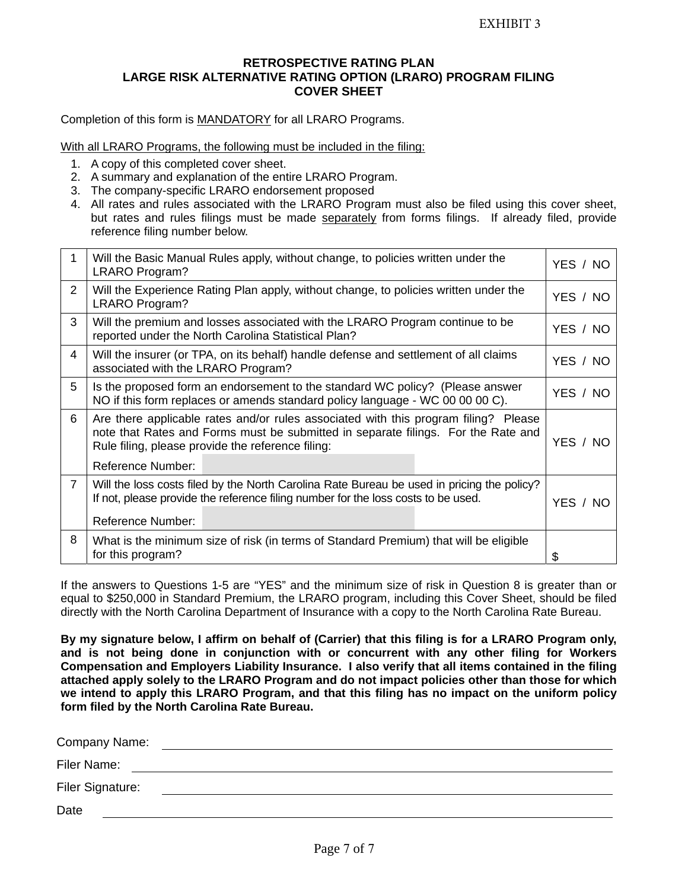EXHIBIT 3

## RETROSPECTIVE RATING PLAN
## LARGE RISK ALTERNATIVE RATING OPTION (LRARO) PROGRAM FILING
## COVER SHEET

Completion of this form is MANDATORY for all LRARO Programs.

With all LRARO Programs, the following must be included in the filing:

1. A copy of this completed cover sheet.
2. A summary and explanation of the entire LRARO Program.
3. The company-specific LRARO endorsement proposed
4. All rates and rules associated with the LRARO Program must also be filed using this cover sheet, but rates and rules filings must be made separately from forms filings. If already filed, provide reference filing number below.

| | | |
|---|---|---|
| 1 | Will the Basic Manual Rules apply, without change, to policies written under the LRARO Program? | YES / NO |
| 2 | Will the Experience Rating Plan apply, without change, to policies written under the LRARO Program? | YES / NO |
| 3 | Will the premium and losses associated with the LRARO Program continue to be reported under the North Carolina Statistical Plan? | YES / NO |
| 4 | Will the insurer (or TPA, on its behalf) handle defense and settlement of all claims associated with the LRARO Program? | YES / NO |
| 5 | Is the proposed form an endorsement to the standard WC policy? (Please answer NO if this form replaces or amends standard policy language - WC 00 00 00 C). | YES / NO |
| 6 | Are there applicable rates and/or rules associated with this program filing? Please note that Rates and Forms must be submitted in separate filings. For the Rate and Rule filing, please provide the reference filing:<br>Reference Number: | YES / NO |
| 7 | Will the loss costs filed by the North Carolina Rate Bureau be used in pricing the policy? If not, please provide the reference filing number for the loss costs to be used.<br>Reference Number: | YES / NO |
| 8 | What is the minimum size of risk (in terms of Standard Premium) that will be eligible for this program? | $ |

If the answers to Questions 1-5 are "YES" and the minimum size of risk in Question 8 is greater than or equal to $250,000 in Standard Premium, the LRARO program, including this Cover Sheet, should be filed directly with the North Carolina Department of Insurance with a copy to the North Carolina Rate Bureau.

**By my signature below, I affirm on behalf of (Carrier) that this filing is for a LRARO Program only, and is not being done in conjunction with or concurrent with any other filing for Workers Compensation and Employers Liability Insurance. I also verify that all items contained in the filing attached apply solely to the LRARO Program and do not impact policies other than those for which we intend to apply this LRARO Program, and that this filing has no impact on the uniform policy form filed by the North Carolina Rate Bureau.**

Company Name: ______________________

Filer Name: ______________________

Filer Signature: ______________________

Date ______________________